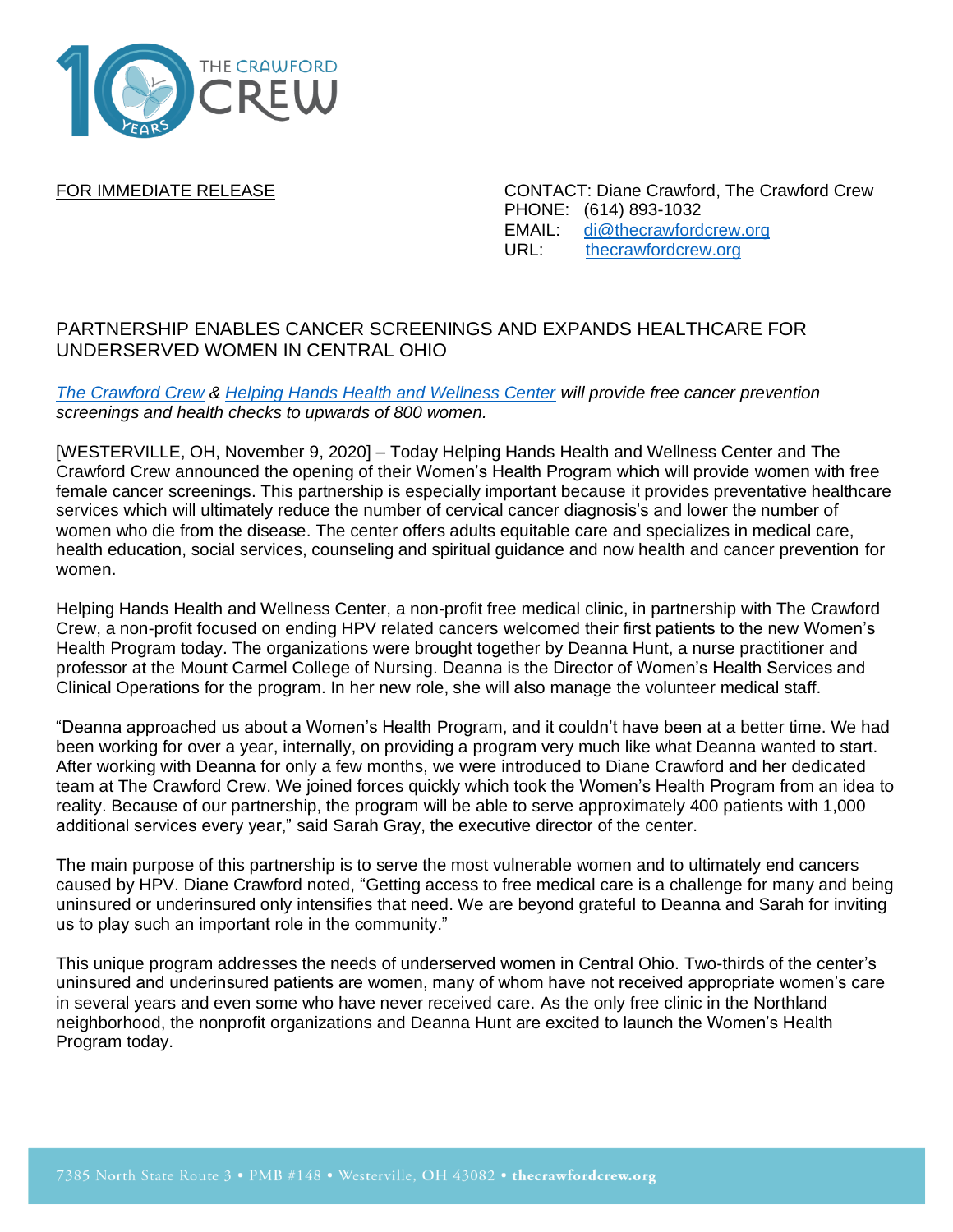THE CRAWFORD CREW

FOR IMMEDIATE RELEASE

CONTACT: Diane Crawford, The Crawford Crew
PHONE: (614) 893-1032
EMAIL: di@thecrawfordcrew.org
URL: thecrawfordcrew.org

# PARTNERSHIP ENABLES CANCER SCREENINGS AND EXPANDS HEALTHCARE FOR UNDERSERVED WOMEN IN CENTRAL OHIO

*The Crawford Crew & Helping Hands Health and Wellness Center will provide free cancer prevention screenings and health checks to upwards of 800 women.*

[WESTERVILLE, OH, November 9, 2020] – Today Helping Hands Health and Wellness Center and The Crawford Crew announced the opening of their Women's Health Program which will provide women with free female cancer screenings. This partnership is especially important because it provides preventative healthcare services which will ultimately reduce the number of cervical cancer diagnosis's and lower the number of women who die from the disease. The center offers adults equitable care and specializes in medical care, health education, social services, counseling and spiritual guidance and now health and cancer prevention for women.

Helping Hands Health and Wellness Center, a non-profit free medical clinic, in partnership with The Crawford Crew, a non-profit focused on ending HPV related cancers welcomed their first patients to the new Women's Health Program today. The organizations were brought together by Deanna Hunt, a nurse practitioner and professor at the Mount Carmel College of Nursing. Deanna is the Director of Women's Health Services and Clinical Operations for the program. In her new role, she will also manage the volunteer medical staff.

"Deanna approached us about a Women's Health Program, and it couldn't have been at a better time. We had been working for over a year, internally, on providing a program very much like what Deanna wanted to start. After working with Deanna for only a few months, we were introduced to Diane Crawford and her dedicated team at The Crawford Crew. We joined forces quickly which took the Women's Health Program from an idea to reality. Because of our partnership, the program will be able to serve approximately 400 patients with 1,000 additional services every year," said Sarah Gray, the executive director of the center.

The main purpose of this partnership is to serve the most vulnerable women and to ultimately end cancers caused by HPV. Diane Crawford noted, "Getting access to free medical care is a challenge for many and being uninsured or underinsured only intensifies that need. We are beyond grateful to Deanna and Sarah for inviting us to play such an important role in the community."

This unique program addresses the needs of underserved women in Central Ohio. Two-thirds of the center's uninsured and underinsured patients are women, many of whom have not received appropriate women's care in several years and even some who have never received care. As the only free clinic in the Northland neighborhood, the nonprofit organizations and Deanna Hunt are excited to launch the Women's Health Program today.

7385 North State Route 3 • PMB #148 • Westerville, OH 43082 • **thecrawfordcrew.org**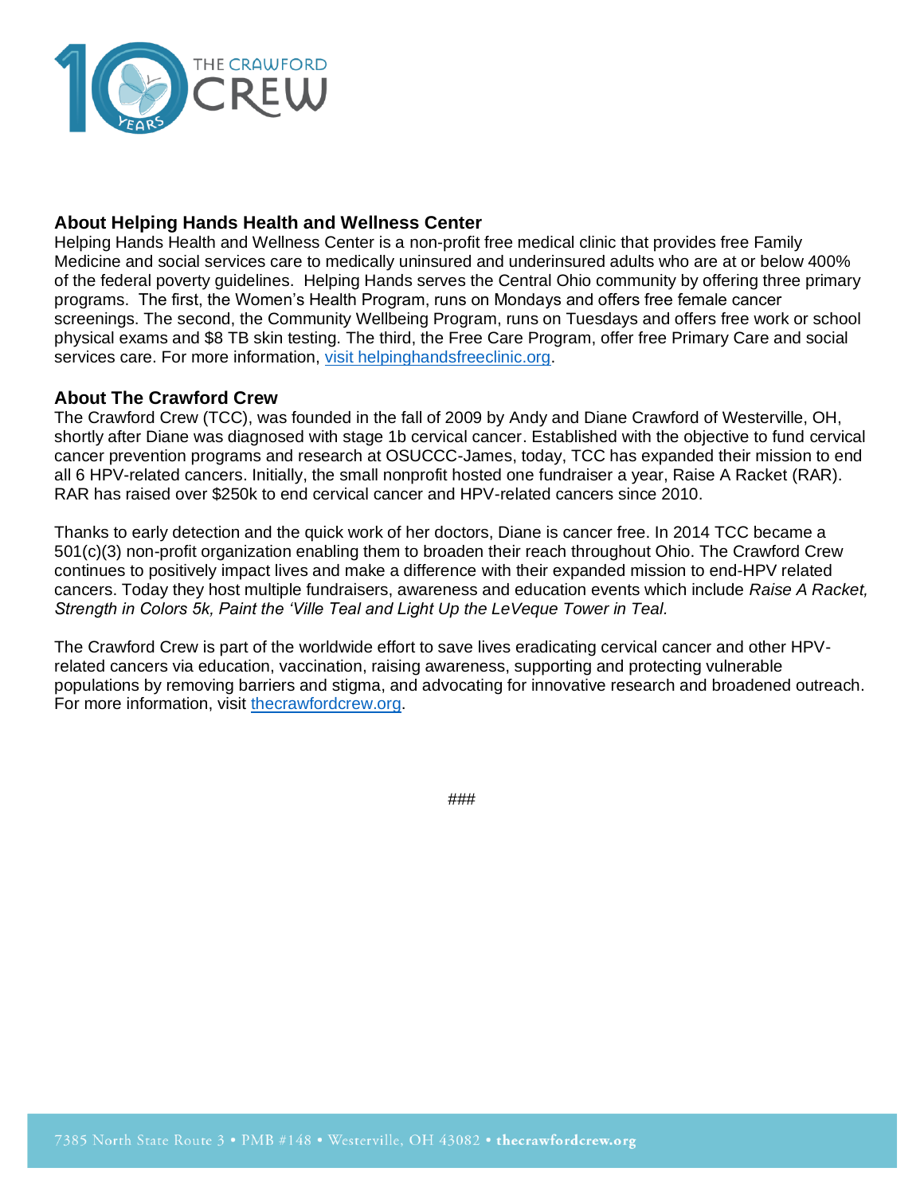## About Helping Hands Health and Wellness Center

Helping Hands Health and Wellness Center is a non-profit free medical clinic that provides free Family Medicine and social services care to medically uninsured and underinsured adults who are at or below 400% of the federal poverty guidelines. Helping Hands serves the Central Ohio community by offering three primary programs. The first, the Women's Health Program, runs on Mondays and offers free female cancer screenings. The second, the Community Wellbeing Program, runs on Tuesdays and offers free work or school physical exams and $8 TB skin testing. The third, the Free Care Program, offer free Primary Care and social services care. For more information, [visit helpinghandsfreeclinic.org](helpinghandsfreeclinic.org).

## About The Crawford Crew

The Crawford Crew (TCC), was founded in the fall of 2009 by Andy and Diane Crawford of Westerville, OH, shortly after Diane was diagnosed with stage 1b cervical cancer. Established with the objective to fund cervical cancer prevention programs and research at OSUCCC-James, today, TCC has expanded their mission to end all 6 HPV-related cancers. Initially, the small nonprofit hosted one fundraiser a year, Raise A Racket (RAR). RAR has raised over $250k to end cervical cancer and HPV-related cancers since 2010.

Thanks to early detection and the quick work of her doctors, Diane is cancer free. In 2014 TCC became a 501(c)(3) non-profit organization enabling them to broaden their reach throughout Ohio. The Crawford Crew continues to positively impact lives and make a difference with their expanded mission to end-HPV related cancers. Today they host multiple fundraisers, awareness and education events which include *Raise A Racket, Strength in Colors 5k, Paint the 'Ville Teal and Light Up the LeVeque Tower in Teal.*

The Crawford Crew is part of the worldwide effort to save lives eradicating cervical cancer and other HPV-related cancers via education, vaccination, raising awareness, supporting and protecting vulnerable populations by removing barriers and stigma, and advocating for innovative research and broadened outreach. For more information, visit [thecrawfordcrew.org](thecrawfordcrew.org).

###